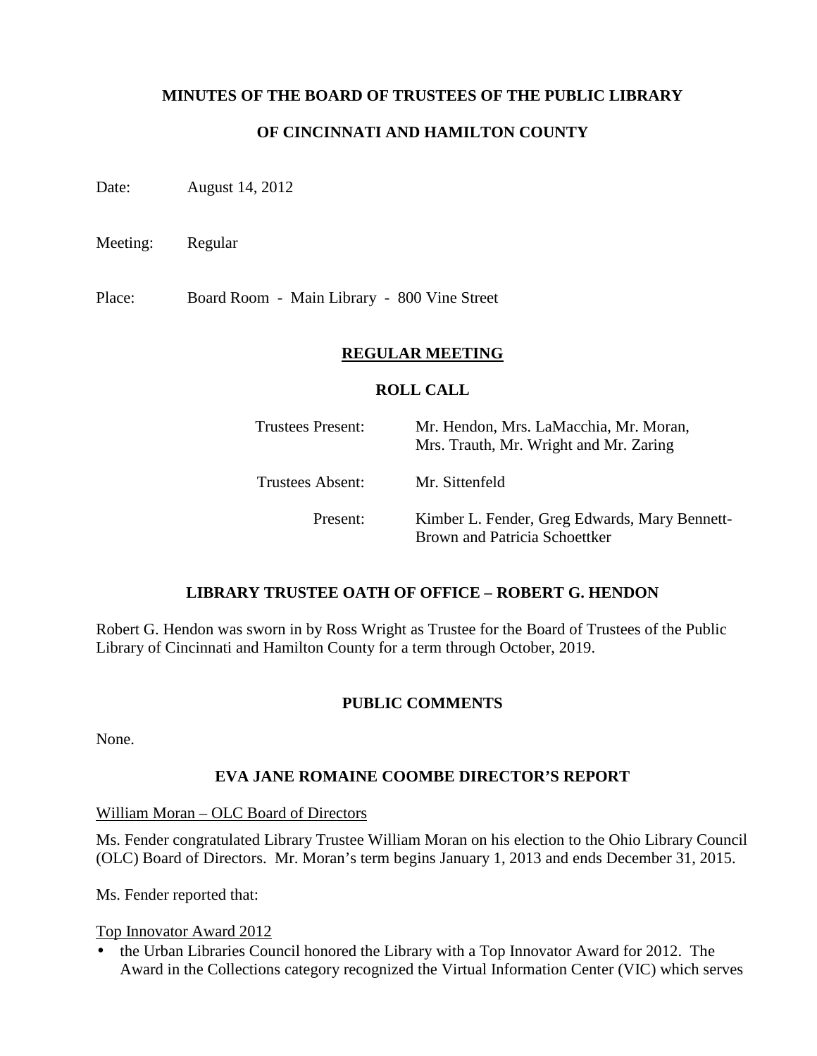**MINUTES OF THE BOARD OF TRUSTEES OF THE PUBLIC LIBRARY**

**OF CINCINNATI AND HAMILTON COUNTY**

Date: August 14, 2012

Meeting: Regular

Place: Board Room - Main Library - 800 Vine Street

## REGULAR MEETING

### ROLL CALL

| | |
|---|---|
| Trustees Present: | Mr. Hendon, Mrs. LaMacchia, Mr. Moran, Mrs. Trauth, Mr. Wright and Mr. Zaring |
| Trustees Absent: | Mr. Sittenfeld |
| Present: | Kimber L. Fender, Greg Edwards, Mary Bennett-Brown and Patricia Schoettker |

### LIBRARY TRUSTEE OATH OF OFFICE – ROBERT G. HENDON

Robert G. Hendon was sworn in by Ross Wright as Trustee for the Board of Trustees of the Public Library of Cincinnati and Hamilton County for a term through October, 2019.

### PUBLIC COMMENTS

None.

### EVA JANE ROMAINE COOMBE DIRECTOR'S REPORT

William Moran – OLC Board of Directors

Ms. Fender congratulated Library Trustee William Moran on his election to the Ohio Library Council (OLC) Board of Directors. Mr. Moran's term begins January 1, 2013 and ends December 31, 2015.

Ms. Fender reported that:

Top Innovator Award 2012

- the Urban Libraries Council honored the Library with a Top Innovator Award for 2012. The Award in the Collections category recognized the Virtual Information Center (VIC) which serves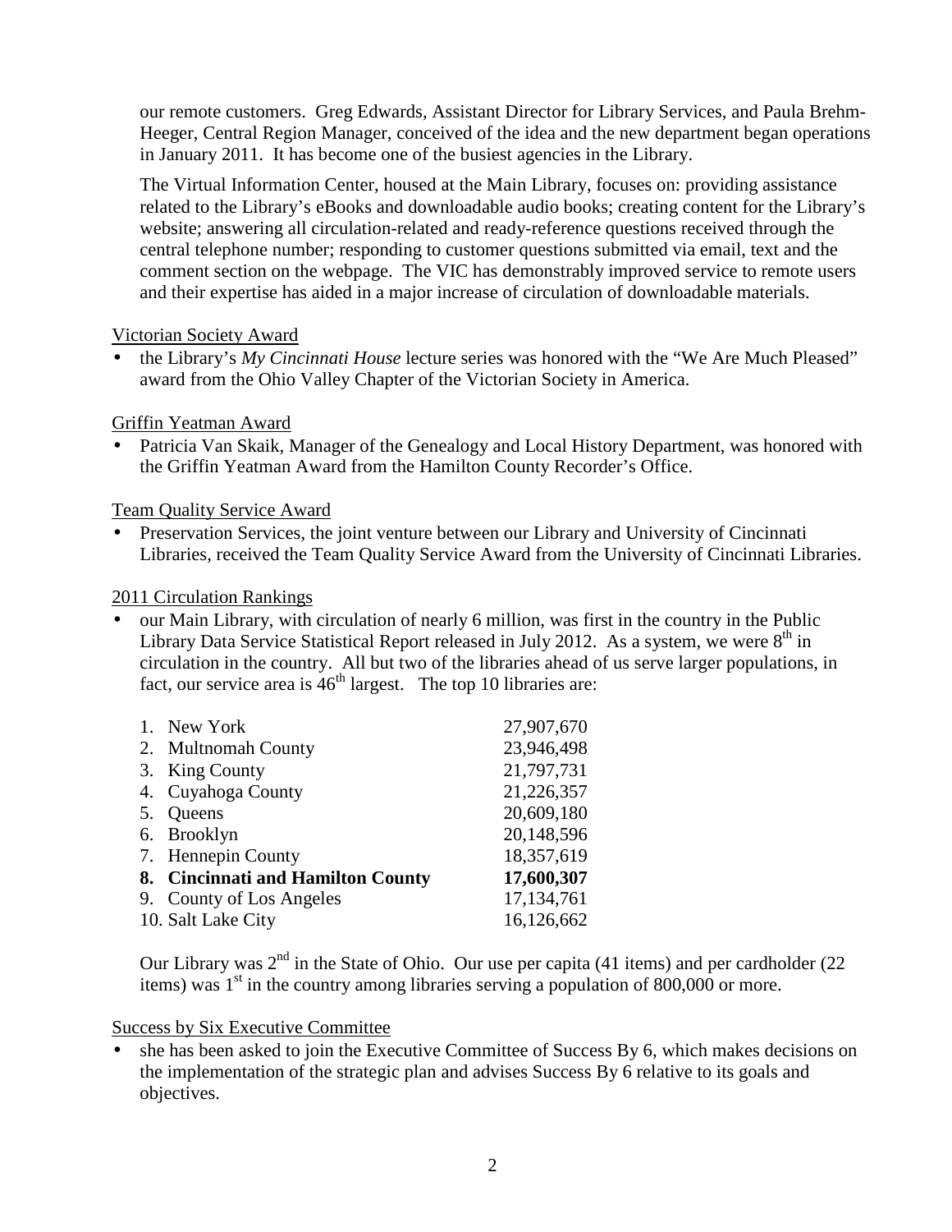our remote customers. Greg Edwards, Assistant Director for Library Services, and Paula Brehm-Heeger, Central Region Manager, conceived of the idea and the new department began operations in January 2011. It has become one of the busiest agencies in the Library.

The Virtual Information Center, housed at the Main Library, focuses on: providing assistance related to the Library's eBooks and downloadable audio books; creating content for the Library's website; answering all circulation-related and ready-reference questions received through the central telephone number; responding to customer questions submitted via email, text and the comment section on the webpage. The VIC has demonstrably improved service to remote users and their expertise has aided in a major increase of circulation of downloadable materials.

Victorian Society Award

- the Library's *My Cincinnati House* lecture series was honored with the "We Are Much Pleased" award from the Ohio Valley Chapter of the Victorian Society in America.

Griffin Yeatman Award

- Patricia Van Skaik, Manager of the Genealogy and Local History Department, was honored with the Griffin Yeatman Award from the Hamilton County Recorder's Office.

Team Quality Service Award

- Preservation Services, the joint venture between our Library and University of Cincinnati Libraries, received the Team Quality Service Award from the University of Cincinnati Libraries.

2011 Circulation Rankings

- our Main Library, with circulation of nearly 6 million, was first in the country in the Public Library Data Service Statistical Report released in July 2012. As a system, we were 8th in circulation in the country. All but two of the libraries ahead of us serve larger populations, in fact, our service area is 46th largest. The top 10 libraries are:

| Library | Circulation |
|---|---|
| 1. New York | 27,907,670 |
| 2. Multnomah County | 23,946,498 |
| 3. King County | 21,797,731 |
| 4. Cuyahoga County | 21,226,357 |
| 5. Queens | 20,609,180 |
| 6. Brooklyn | 20,148,596 |
| 7. Hennepin County | 18,357,619 |
| **8. Cincinnati and Hamilton County** | **17,600,307** |
| 9. County of Los Angeles | 17,134,761 |
| 10. Salt Lake City | 16,126,662 |

Our Library was 2nd in the State of Ohio. Our use per capita (41 items) and per cardholder (22 items) was 1st in the country among libraries serving a population of 800,000 or more.

Success by Six Executive Committee

- she has been asked to join the Executive Committee of Success By 6, which makes decisions on the implementation of the strategic plan and advises Success By 6 relative to its goals and objectives.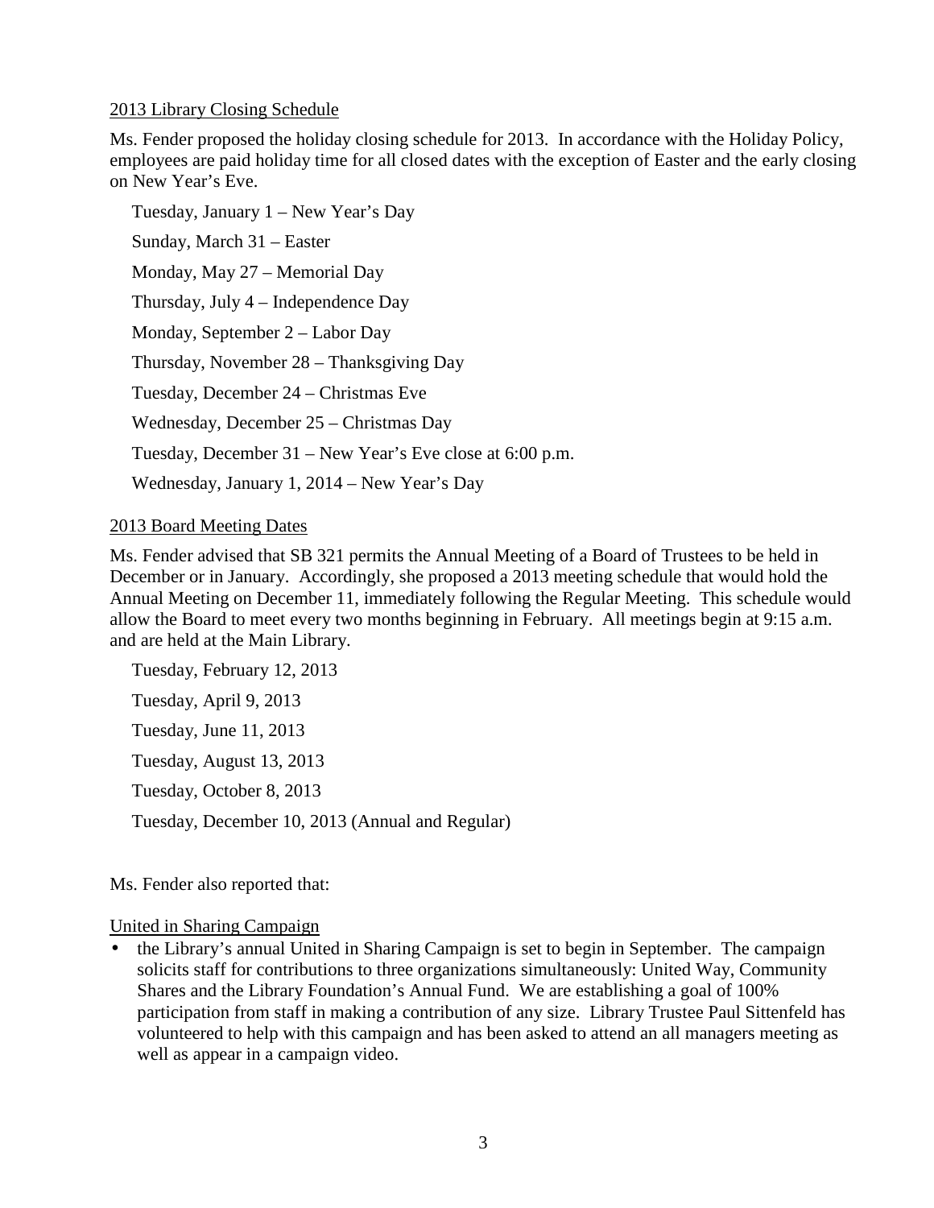2013 Library Closing Schedule

Ms. Fender proposed the holiday closing schedule for 2013. In accordance with the Holiday Policy, employees are paid holiday time for all closed dates with the exception of Easter and the early closing on New Year's Eve.

Tuesday, January 1 – New Year's Day

Sunday, March 31 – Easter

Monday, May 27 – Memorial Day

Thursday, July 4 – Independence Day

Monday, September 2 – Labor Day

Thursday, November 28 – Thanksgiving Day

Tuesday, December 24 – Christmas Eve

Wednesday, December 25 – Christmas Day

Tuesday, December 31 – New Year's Eve close at 6:00 p.m.

Wednesday, January 1, 2014 – New Year's Day

2013 Board Meeting Dates

Ms. Fender advised that SB 321 permits the Annual Meeting of a Board of Trustees to be held in December or in January. Accordingly, she proposed a 2013 meeting schedule that would hold the Annual Meeting on December 11, immediately following the Regular Meeting. This schedule would allow the Board to meet every two months beginning in February. All meetings begin at 9:15 a.m. and are held at the Main Library.

Tuesday, February 12, 2013

Tuesday, April 9, 2013

Tuesday, June 11, 2013

Tuesday, August 13, 2013

Tuesday, October 8, 2013

Tuesday, December 10, 2013 (Annual and Regular)

Ms. Fender also reported that:

United in Sharing Campaign

- the Library's annual United in Sharing Campaign is set to begin in September. The campaign solicits staff for contributions to three organizations simultaneously: United Way, Community Shares and the Library Foundation's Annual Fund. We are establishing a goal of 100% participation from staff in making a contribution of any size. Library Trustee Paul Sittenfeld has volunteered to help with this campaign and has been asked to attend an all managers meeting as well as appear in a campaign video.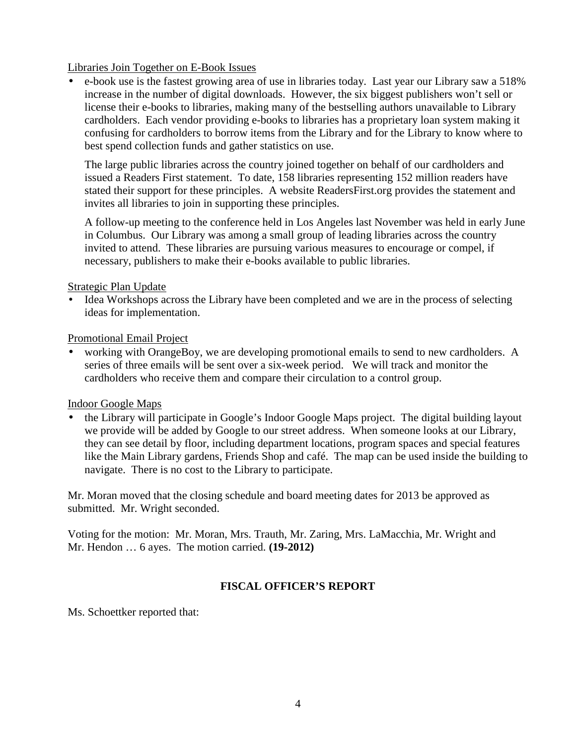Libraries Join Together on E-Book Issues

- e-book use is the fastest growing area of use in libraries today. Last year our Library saw a 518% increase in the number of digital downloads. However, the six biggest publishers won't sell or license their e-books to libraries, making many of the bestselling authors unavailable to Library cardholders. Each vendor providing e-books to libraries has a proprietary loan system making it confusing for cardholders to borrow items from the Library and for the Library to know where to best spend collection funds and gather statistics on use.

  The large public libraries across the country joined together on behalf of our cardholders and issued a Readers First statement. To date, 158 libraries representing 152 million readers have stated their support for these principles. A website ReadersFirst.org provides the statement and invites all libraries to join in supporting these principles.

  A follow-up meeting to the conference held in Los Angeles last November was held in early June in Columbus. Our Library was among a small group of leading libraries across the country invited to attend. These libraries are pursuing various measures to encourage or compel, if necessary, publishers to make their e-books available to public libraries.

Strategic Plan Update

- Idea Workshops across the Library have been completed and we are in the process of selecting ideas for implementation.

Promotional Email Project

- working with OrangeBoy, we are developing promotional emails to send to new cardholders. A series of three emails will be sent over a six-week period. We will track and monitor the cardholders who receive them and compare their circulation to a control group.

Indoor Google Maps

- the Library will participate in Google's Indoor Google Maps project. The digital building layout we provide will be added by Google to our street address. When someone looks at our Library, they can see detail by floor, including department locations, program spaces and special features like the Main Library gardens, Friends Shop and café. The map can be used inside the building to navigate. There is no cost to the Library to participate.

Mr. Moran moved that the closing schedule and board meeting dates for 2013 be approved as submitted. Mr. Wright seconded.

Voting for the motion: Mr. Moran, Mrs. Trauth, Mr. Zaring, Mrs. LaMacchia, Mr. Wright and Mr. Hendon … 6 ayes. The motion carried. **(19-2012)**

## FISCAL OFFICER'S REPORT

Ms. Schoettker reported that: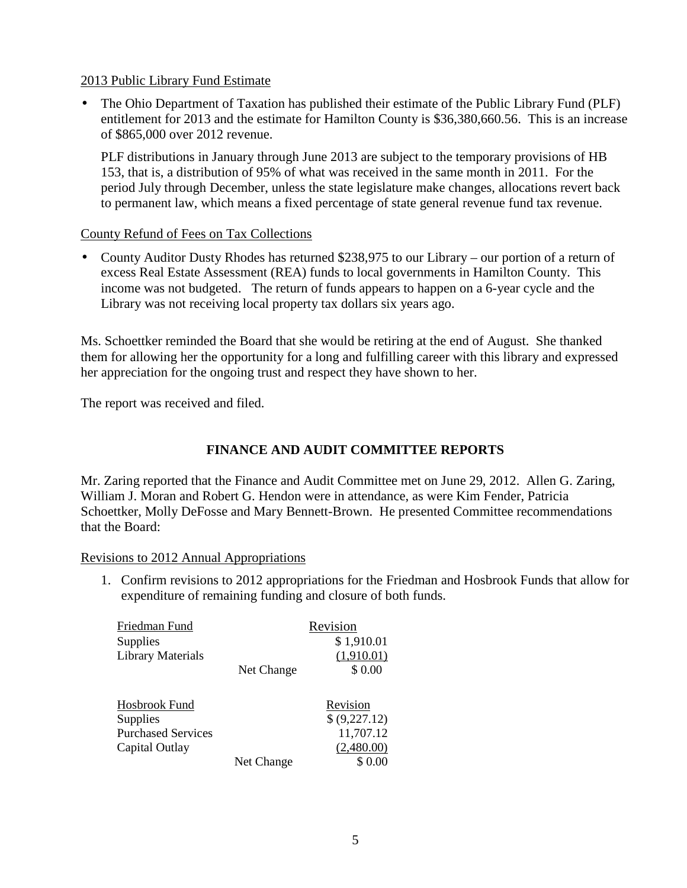2013 Public Library Fund Estimate

- The Ohio Department of Taxation has published their estimate of the Public Library Fund (PLF) entitlement for 2013 and the estimate for Hamilton County is $36,380,660.56. This is an increase of $865,000 over 2012 revenue.

  PLF distributions in January through June 2013 are subject to the temporary provisions of HB 153, that is, a distribution of 95% of what was received in the same month in 2011. For the period July through December, unless the state legislature make changes, allocations revert back to permanent law, which means a fixed percentage of state general revenue fund tax revenue.

County Refund of Fees on Tax Collections

- County Auditor Dusty Rhodes has returned $238,975 to our Library – our portion of a return of excess Real Estate Assessment (REA) funds to local governments in Hamilton County. This income was not budgeted. The return of funds appears to happen on a 6-year cycle and the Library was not receiving local property tax dollars six years ago.

Ms. Schoettker reminded the Board that she would be retiring at the end of August. She thanked them for allowing her the opportunity for a long and fulfilling career with this library and expressed her appreciation for the ongoing trust and respect they have shown to her.

The report was received and filed.

## FINANCE AND AUDIT COMMITTEE REPORTS

Mr. Zaring reported that the Finance and Audit Committee met on June 29, 2012. Allen G. Zaring, William J. Moran and Robert G. Hendon were in attendance, as were Kim Fender, Patricia Schoettker, Molly DeFosse and Mary Bennett-Brown. He presented Committee recommendations that the Board:

Revisions to 2012 Annual Appropriations

1. Confirm revisions to 2012 appropriations for the Friedman and Hosbrook Funds that allow for expenditure of remaining funding and closure of both funds.

| Friedman Fund | | Revision |
|---|---|---|
| Supplies | | $ 1,910.01 |
| Library Materials | | (1,910.01) |
| | Net Change | $ 0.00 |

| Hosbrook Fund | | Revision |
|---|---|---|
| Supplies | | $ (9,227.12) |
| Purchased Services | | 11,707.12 |
| Capital Outlay | | (2,480.00) |
| | Net Change | $ 0.00 |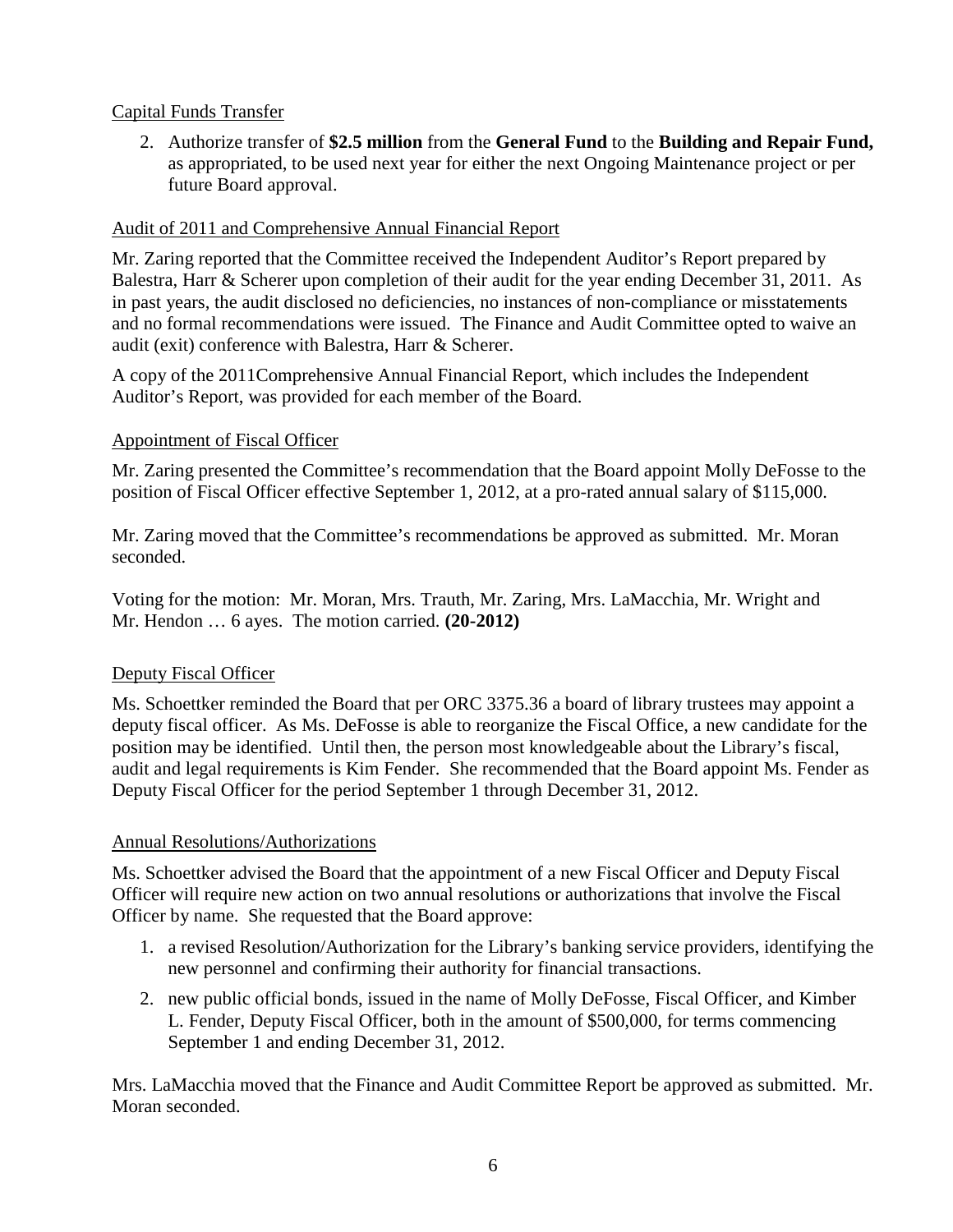Capital Funds Transfer

2. Authorize transfer of **$2.5 million** from the **General Fund** to the **Building and Repair Fund,** as appropriated, to be used next year for either the next Ongoing Maintenance project or per future Board approval.

Audit of 2011 and Comprehensive Annual Financial Report

Mr. Zaring reported that the Committee received the Independent Auditor's Report prepared by Balestra, Harr & Scherer upon completion of their audit for the year ending December 31, 2011. As in past years, the audit disclosed no deficiencies, no instances of non-compliance or misstatements and no formal recommendations were issued. The Finance and Audit Committee opted to waive an audit (exit) conference with Balestra, Harr & Scherer.

A copy of the 2011Comprehensive Annual Financial Report, which includes the Independent Auditor's Report, was provided for each member of the Board.

Appointment of Fiscal Officer

Mr. Zaring presented the Committee's recommendation that the Board appoint Molly DeFosse to the position of Fiscal Officer effective September 1, 2012, at a pro-rated annual salary of $115,000.

Mr. Zaring moved that the Committee's recommendations be approved as submitted. Mr. Moran seconded.

Voting for the motion: Mr. Moran, Mrs. Trauth, Mr. Zaring, Mrs. LaMacchia, Mr. Wright and Mr. Hendon … 6 ayes. The motion carried. **(20-2012)**

Deputy Fiscal Officer

Ms. Schoettker reminded the Board that per ORC 3375.36 a board of library trustees may appoint a deputy fiscal officer. As Ms. DeFosse is able to reorganize the Fiscal Office, a new candidate for the position may be identified. Until then, the person most knowledgeable about the Library's fiscal, audit and legal requirements is Kim Fender. She recommended that the Board appoint Ms. Fender as Deputy Fiscal Officer for the period September 1 through December 31, 2012.

Annual Resolutions/Authorizations

Ms. Schoettker advised the Board that the appointment of a new Fiscal Officer and Deputy Fiscal Officer will require new action on two annual resolutions or authorizations that involve the Fiscal Officer by name. She requested that the Board approve:

1. a revised Resolution/Authorization for the Library's banking service providers, identifying the new personnel and confirming their authority for financial transactions.
2. new public official bonds, issued in the name of Molly DeFosse, Fiscal Officer, and Kimber L. Fender, Deputy Fiscal Officer, both in the amount of $500,000, for terms commencing September 1 and ending December 31, 2012.

Mrs. LaMacchia moved that the Finance and Audit Committee Report be approved as submitted. Mr. Moran seconded.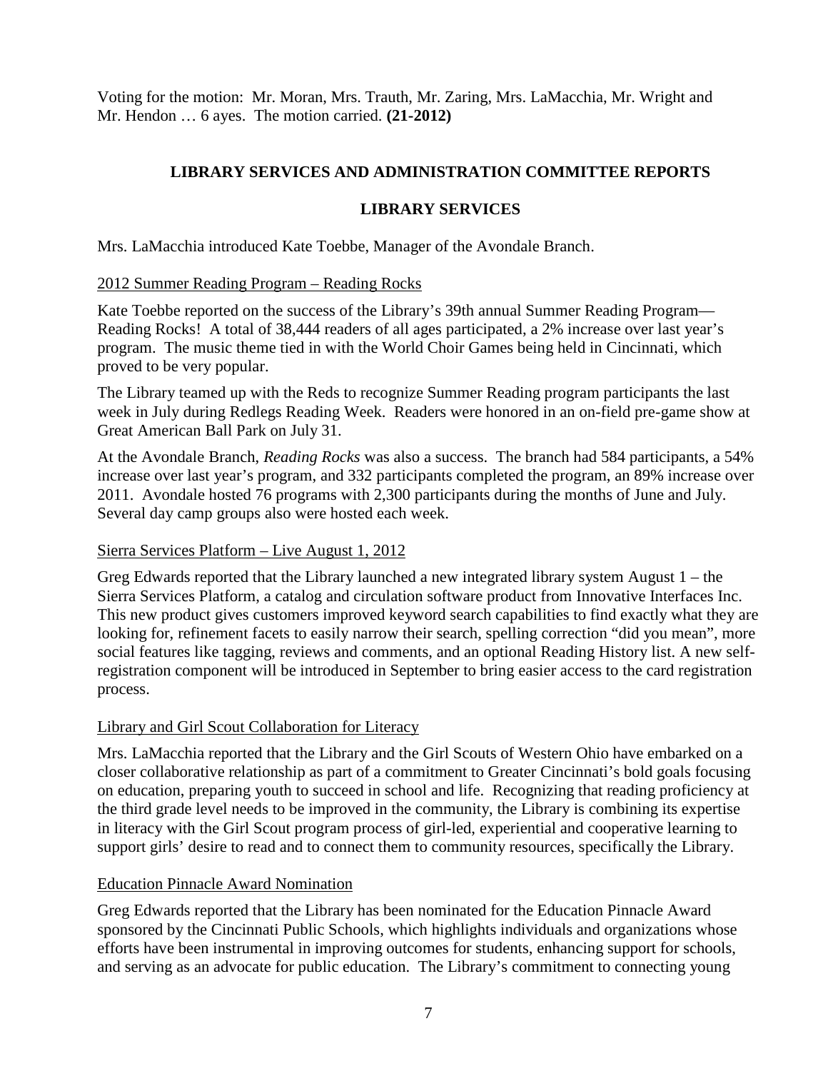Voting for the motion: Mr. Moran, Mrs. Trauth, Mr. Zaring, Mrs. LaMacchia, Mr. Wright and Mr. Hendon … 6 ayes. The motion carried. **(21-2012)**

## LIBRARY SERVICES AND ADMINISTRATION COMMITTEE REPORTS

### LIBRARY SERVICES

Mrs. LaMacchia introduced Kate Toebbe, Manager of the Avondale Branch.

#### 2012 Summer Reading Program – Reading Rocks

Kate Toebbe reported on the success of the Library's 39th annual Summer Reading Program—Reading Rocks! A total of 38,444 readers of all ages participated, a 2% increase over last year's program. The music theme tied in with the World Choir Games being held in Cincinnati, which proved to be very popular.

The Library teamed up with the Reds to recognize Summer Reading program participants the last week in July during Redlegs Reading Week. Readers were honored in an on-field pre-game show at Great American Ball Park on July 31.

At the Avondale Branch, *Reading Rocks* was also a success. The branch had 584 participants, a 54% increase over last year's program, and 332 participants completed the program, an 89% increase over 2011. Avondale hosted 76 programs with 2,300 participants during the months of June and July. Several day camp groups also were hosted each week.

#### Sierra Services Platform – Live August 1, 2012

Greg Edwards reported that the Library launched a new integrated library system August 1 – the Sierra Services Platform, a catalog and circulation software product from Innovative Interfaces Inc. This new product gives customers improved keyword search capabilities to find exactly what they are looking for, refinement facets to easily narrow their search, spelling correction "did you mean", more social features like tagging, reviews and comments, and an optional Reading History list. A new self-registration component will be introduced in September to bring easier access to the card registration process.

#### Library and Girl Scout Collaboration for Literacy

Mrs. LaMacchia reported that the Library and the Girl Scouts of Western Ohio have embarked on a closer collaborative relationship as part of a commitment to Greater Cincinnati's bold goals focusing on education, preparing youth to succeed in school and life. Recognizing that reading proficiency at the third grade level needs to be improved in the community, the Library is combining its expertise in literacy with the Girl Scout program process of girl-led, experiential and cooperative learning to support girls' desire to read and to connect them to community resources, specifically the Library.

#### Education Pinnacle Award Nomination

Greg Edwards reported that the Library has been nominated for the Education Pinnacle Award sponsored by the Cincinnati Public Schools, which highlights individuals and organizations whose efforts have been instrumental in improving outcomes for students, enhancing support for schools, and serving as an advocate for public education. The Library's commitment to connecting young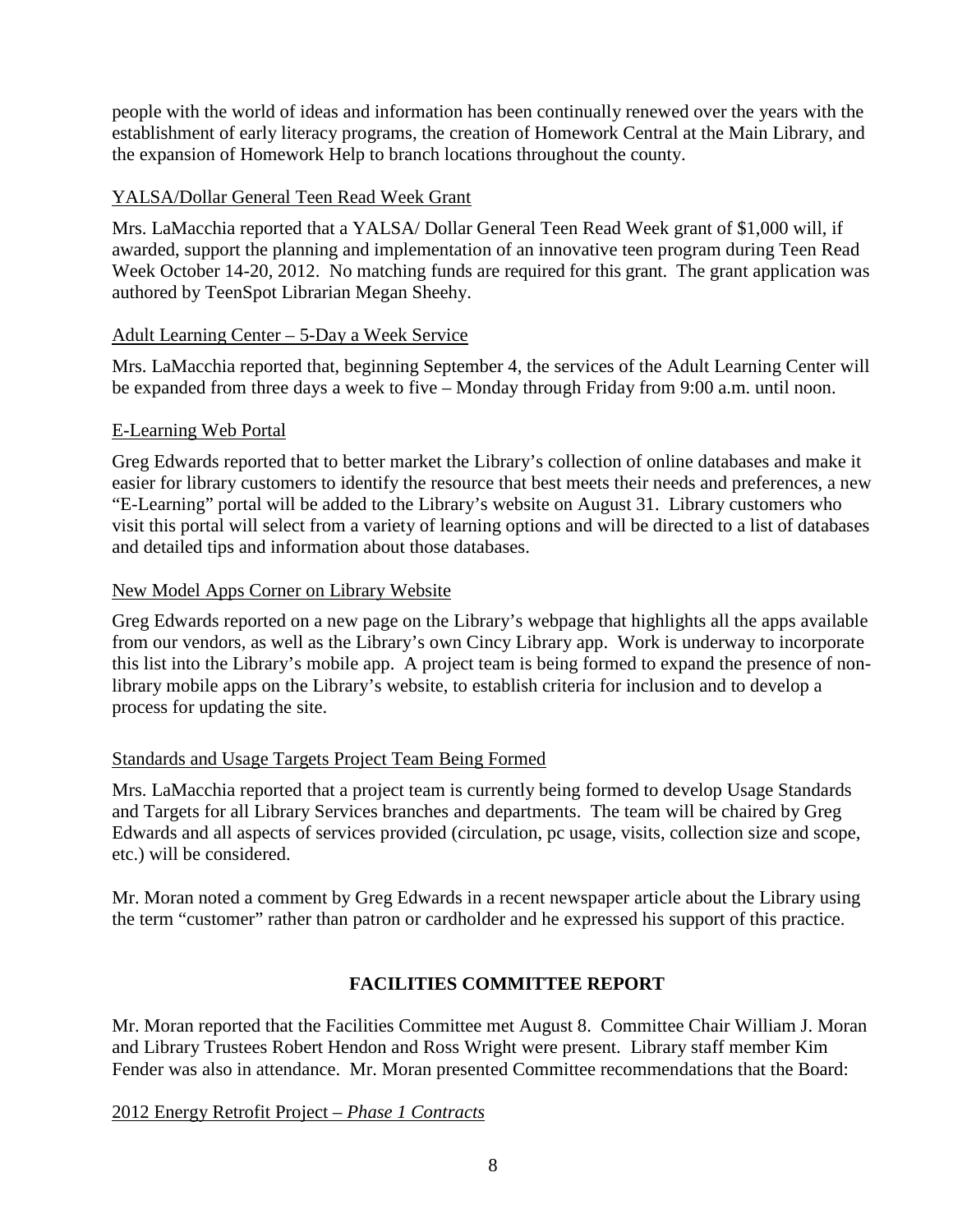people with the world of ideas and information has been continually renewed over the years with the establishment of early literacy programs, the creation of Homework Central at the Main Library, and the expansion of Homework Help to branch locations throughout the county.

YALSA/Dollar General Teen Read Week Grant

Mrs. LaMacchia reported that a YALSA/ Dollar General Teen Read Week grant of $1,000 will, if awarded, support the planning and implementation of an innovative teen program during Teen Read Week October 14-20, 2012. No matching funds are required for this grant. The grant application was authored by TeenSpot Librarian Megan Sheehy.

Adult Learning Center – 5-Day a Week Service

Mrs. LaMacchia reported that, beginning September 4, the services of the Adult Learning Center will be expanded from three days a week to five – Monday through Friday from 9:00 a.m. until noon.

E-Learning Web Portal

Greg Edwards reported that to better market the Library's collection of online databases and make it easier for library customers to identify the resource that best meets their needs and preferences, a new "E-Learning" portal will be added to the Library's website on August 31. Library customers who visit this portal will select from a variety of learning options and will be directed to a list of databases and detailed tips and information about those databases.

New Model Apps Corner on Library Website

Greg Edwards reported on a new page on the Library's webpage that highlights all the apps available from our vendors, as well as the Library's own Cincy Library app. Work is underway to incorporate this list into the Library's mobile app. A project team is being formed to expand the presence of non-library mobile apps on the Library's website, to establish criteria for inclusion and to develop a process for updating the site.

Standards and Usage Targets Project Team Being Formed

Mrs. LaMacchia reported that a project team is currently being formed to develop Usage Standards and Targets for all Library Services branches and departments. The team will be chaired by Greg Edwards and all aspects of services provided (circulation, pc usage, visits, collection size and scope, etc.) will be considered.

Mr. Moran noted a comment by Greg Edwards in a recent newspaper article about the Library using the term "customer" rather than patron or cardholder and he expressed his support of this practice.

## FACILITIES COMMITTEE REPORT

Mr. Moran reported that the Facilities Committee met August 8. Committee Chair William J. Moran and Library Trustees Robert Hendon and Ross Wright were present. Library staff member Kim Fender was also in attendance. Mr. Moran presented Committee recommendations that the Board:

2012 Energy Retrofit Project – *Phase 1 Contracts*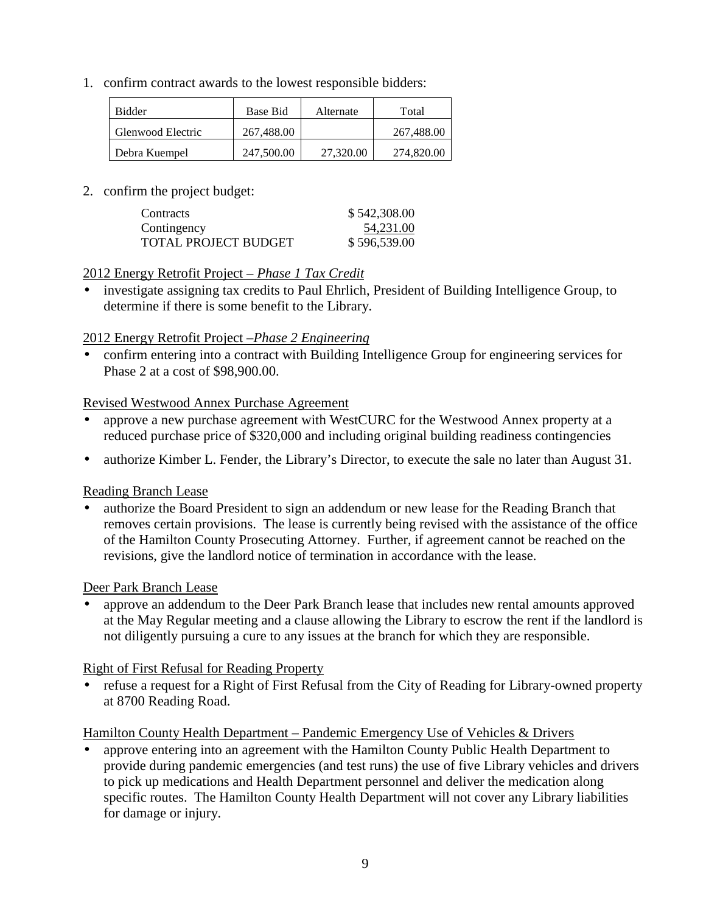1. confirm contract awards to the lowest responsible bidders:

| Bidder | Base Bid | Alternate | Total |
|---|---|---|---|
| Glenwood Electric | 267,488.00 | | 267,488.00 |
| Debra Kuempel | 247,500.00 | 27,320.00 | 274,820.00 |

2. confirm the project budget:

| | |
|---|---|
| Contracts | \$ 542,308.00 |
| Contingency | 54,231.00 |
| TOTAL PROJECT BUDGET | \$ 596,539.00 |

2012 Energy Retrofit Project – *Phase 1 Tax Credit*

- investigate assigning tax credits to Paul Ehrlich, President of Building Intelligence Group, to determine if there is some benefit to the Library.

2012 Energy Retrofit Project –*Phase 2 Engineering*

- confirm entering into a contract with Building Intelligence Group for engineering services for Phase 2 at a cost of \$98,900.00.

Revised Westwood Annex Purchase Agreement

- approve a new purchase agreement with WestCURC for the Westwood Annex property at a reduced purchase price of \$320,000 and including original building readiness contingencies
- authorize Kimber L. Fender, the Library's Director, to execute the sale no later than August 31.

Reading Branch Lease

- authorize the Board President to sign an addendum or new lease for the Reading Branch that removes certain provisions. The lease is currently being revised with the assistance of the office of the Hamilton County Prosecuting Attorney. Further, if agreement cannot be reached on the revisions, give the landlord notice of termination in accordance with the lease.

Deer Park Branch Lease

- approve an addendum to the Deer Park Branch lease that includes new rental amounts approved at the May Regular meeting and a clause allowing the Library to escrow the rent if the landlord is not diligently pursuing a cure to any issues at the branch for which they are responsible.

Right of First Refusal for Reading Property

- refuse a request for a Right of First Refusal from the City of Reading for Library-owned property at 8700 Reading Road.

Hamilton County Health Department – Pandemic Emergency Use of Vehicles & Drivers

- approve entering into an agreement with the Hamilton County Public Health Department to provide during pandemic emergencies (and test runs) the use of five Library vehicles and drivers to pick up medications and Health Department personnel and deliver the medication along specific routes. The Hamilton County Health Department will not cover any Library liabilities for damage or injury.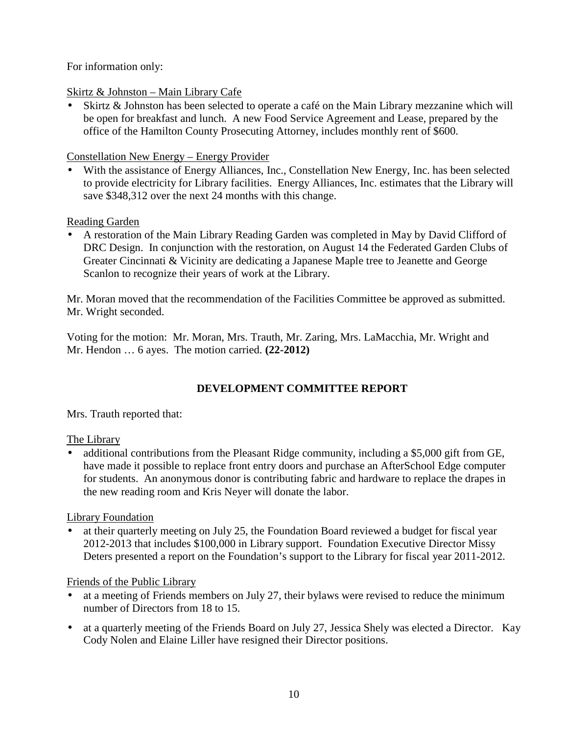For information only:

Skirtz & Johnston – Main Library Cafe

- Skirtz & Johnston has been selected to operate a café on the Main Library mezzanine which will be open for breakfast and lunch. A new Food Service Agreement and Lease, prepared by the office of the Hamilton County Prosecuting Attorney, includes monthly rent of $600.

Constellation New Energy – Energy Provider

- With the assistance of Energy Alliances, Inc., Constellation New Energy, Inc. has been selected to provide electricity for Library facilities. Energy Alliances, Inc. estimates that the Library will save $348,312 over the next 24 months with this change.

Reading Garden

- A restoration of the Main Library Reading Garden was completed in May by David Clifford of DRC Design. In conjunction with the restoration, on August 14 the Federated Garden Clubs of Greater Cincinnati & Vicinity are dedicating a Japanese Maple tree to Jeanette and George Scanlon to recognize their years of work at the Library.

Mr. Moran moved that the recommendation of the Facilities Committee be approved as submitted. Mr. Wright seconded.

Voting for the motion: Mr. Moran, Mrs. Trauth, Mr. Zaring, Mrs. LaMacchia, Mr. Wright and Mr. Hendon … 6 ayes. The motion carried. **(22-2012)**

## DEVELOPMENT COMMITTEE REPORT

Mrs. Trauth reported that:

The Library

- additional contributions from the Pleasant Ridge community, including a $5,000 gift from GE, have made it possible to replace front entry doors and purchase an AfterSchool Edge computer for students. An anonymous donor is contributing fabric and hardware to replace the drapes in the new reading room and Kris Neyer will donate the labor.

Library Foundation

- at their quarterly meeting on July 25, the Foundation Board reviewed a budget for fiscal year 2012-2013 that includes $100,000 in Library support. Foundation Executive Director Missy Deters presented a report on the Foundation's support to the Library for fiscal year 2011-2012.

Friends of the Public Library

- at a meeting of Friends members on July 27, their bylaws were revised to reduce the minimum number of Directors from 18 to 15.
- at a quarterly meeting of the Friends Board on July 27, Jessica Shely was elected a Director. Kay Cody Nolen and Elaine Liller have resigned their Director positions.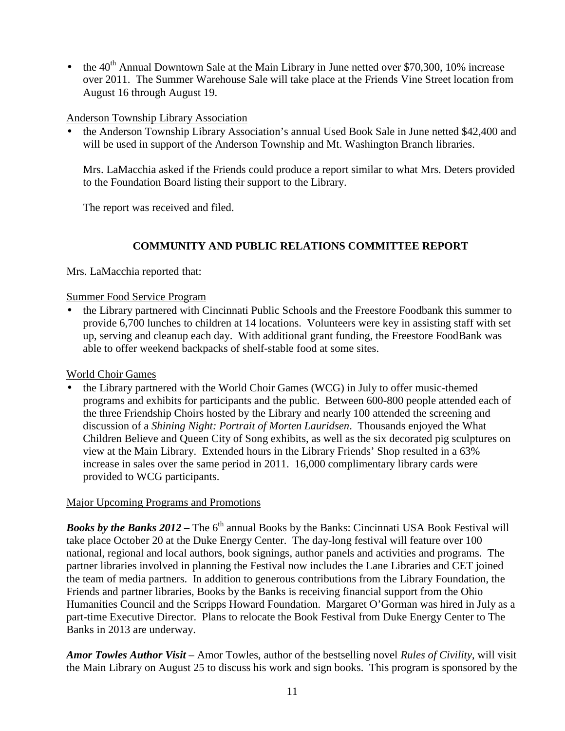- the 40th Annual Downtown Sale at the Main Library in June netted over $70,300, 10% increase over 2011. The Summer Warehouse Sale will take place at the Friends Vine Street location from August 16 through August 19.

Anderson Township Library Association

- the Anderson Township Library Association's annual Used Book Sale in June netted $42,400 and will be used in support of the Anderson Township and Mt. Washington Branch libraries.

  Mrs. LaMacchia asked if the Friends could produce a report similar to what Mrs. Deters provided to the Foundation Board listing their support to the Library.

  The report was received and filed.

## COMMUNITY AND PUBLIC RELATIONS COMMITTEE REPORT

Mrs. LaMacchia reported that:

Summer Food Service Program

- the Library partnered with Cincinnati Public Schools and the Freestore Foodbank this summer to provide 6,700 lunches to children at 14 locations. Volunteers were key in assisting staff with set up, serving and cleanup each day. With additional grant funding, the Freestore FoodBank was able to offer weekend backpacks of shelf-stable food at some sites.

World Choir Games

- the Library partnered with the World Choir Games (WCG) in July to offer music-themed programs and exhibits for participants and the public. Between 600-800 people attended each of the three Friendship Choirs hosted by the Library and nearly 100 attended the screening and discussion of a *Shining Night: Portrait of Morten Lauridsen*. Thousands enjoyed the What Children Believe and Queen City of Song exhibits, as well as the six decorated pig sculptures on view at the Main Library. Extended hours in the Library Friends' Shop resulted in a 63% increase in sales over the same period in 2011. 16,000 complimentary library cards were provided to WCG participants.

Major Upcoming Programs and Promotions

***Books by the Banks 2012*** – The 6th annual Books by the Banks: Cincinnati USA Book Festival will take place October 20 at the Duke Energy Center. The day-long festival will feature over 100 national, regional and local authors, book signings, author panels and activities and programs. The partner libraries involved in planning the Festival now includes the Lane Libraries and CET joined the team of media partners. In addition to generous contributions from the Library Foundation, the Friends and partner libraries, Books by the Banks is receiving financial support from the Ohio Humanities Council and the Scripps Howard Foundation. Margaret O'Gorman was hired in July as a part-time Executive Director. Plans to relocate the Book Festival from Duke Energy Center to The Banks in 2013 are underway.

***Amor Towles Author Visit*** – Amor Towles, author of the bestselling novel *Rules of Civility*, will visit the Main Library on August 25 to discuss his work and sign books. This program is sponsored by the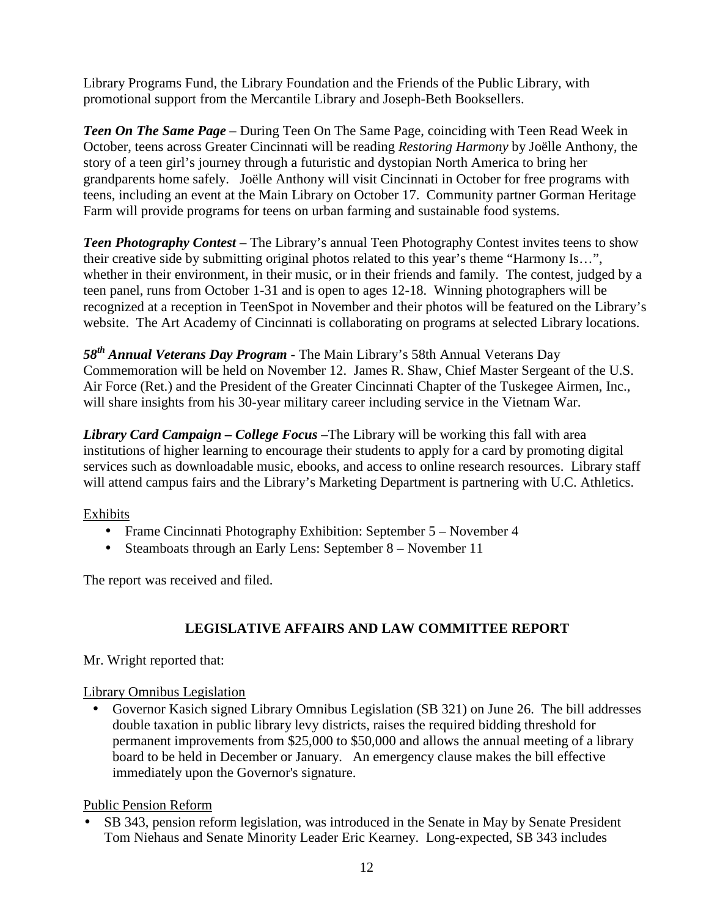Library Programs Fund, the Library Foundation and the Friends of the Public Library, with promotional support from the Mercantile Library and Joseph-Beth Booksellers.

***Teen On The Same Page*** – During Teen On The Same Page, coinciding with Teen Read Week in October, teens across Greater Cincinnati will be reading *Restoring Harmony* by Joëlle Anthony, the story of a teen girl's journey through a futuristic and dystopian North America to bring her grandparents home safely. Joëlle Anthony will visit Cincinnati in October for free programs with teens, including an event at the Main Library on October 17. Community partner Gorman Heritage Farm will provide programs for teens on urban farming and sustainable food systems.

***Teen Photography Contest*** – The Library's annual Teen Photography Contest invites teens to show their creative side by submitting original photos related to this year's theme "Harmony Is…", whether in their environment, in their music, or in their friends and family. The contest, judged by a teen panel, runs from October 1-31 and is open to ages 12-18. Winning photographers will be recognized at a reception in TeenSpot in November and their photos will be featured on the Library's website. The Art Academy of Cincinnati is collaborating on programs at selected Library locations.

***58th Annual Veterans Day Program*** - The Main Library's 58th Annual Veterans Day Commemoration will be held on November 12. James R. Shaw, Chief Master Sergeant of the U.S. Air Force (Ret.) and the President of the Greater Cincinnati Chapter of the Tuskegee Airmen, Inc., will share insights from his 30-year military career including service in the Vietnam War.

***Library Card Campaign – College Focus*** –The Library will be working this fall with area institutions of higher learning to encourage their students to apply for a card by promoting digital services such as downloadable music, ebooks, and access to online research resources. Library staff will attend campus fairs and the Library's Marketing Department is partnering with U.C. Athletics.

Exhibits

- Frame Cincinnati Photography Exhibition: September 5 – November 4
- Steamboats through an Early Lens: September 8 – November 11

The report was received and filed.

## LEGISLATIVE AFFAIRS AND LAW COMMITTEE REPORT

Mr. Wright reported that:

Library Omnibus Legislation

- Governor Kasich signed Library Omnibus Legislation (SB 321) on June 26. The bill addresses double taxation in public library levy districts, raises the required bidding threshold for permanent improvements from $25,000 to $50,000 and allows the annual meeting of a library board to be held in December or January. An emergency clause makes the bill effective immediately upon the Governor's signature.

Public Pension Reform

- SB 343, pension reform legislation, was introduced in the Senate in May by Senate President Tom Niehaus and Senate Minority Leader Eric Kearney. Long-expected, SB 343 includes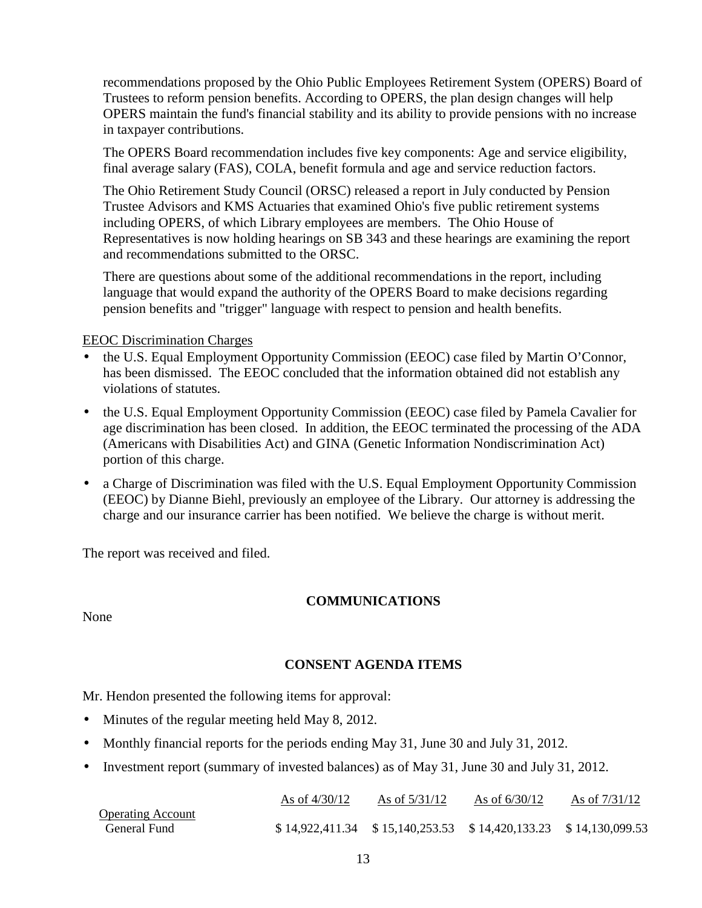recommendations proposed by the Ohio Public Employees Retirement System (OPERS) Board of Trustees to reform pension benefits. According to OPERS, the plan design changes will help OPERS maintain the fund's financial stability and its ability to provide pensions with no increase in taxpayer contributions.

The OPERS Board recommendation includes five key components: Age and service eligibility, final average salary (FAS), COLA, benefit formula and age and service reduction factors.

The Ohio Retirement Study Council (ORSC) released a report in July conducted by Pension Trustee Advisors and KMS Actuaries that examined Ohio's five public retirement systems including OPERS, of which Library employees are members. The Ohio House of Representatives is now holding hearings on SB 343 and these hearings are examining the report and recommendations submitted to the ORSC.

There are questions about some of the additional recommendations in the report, including language that would expand the authority of the OPERS Board to make decisions regarding pension benefits and "trigger" language with respect to pension and health benefits.

EEOC Discrimination Charges

- the U.S. Equal Employment Opportunity Commission (EEOC) case filed by Martin O'Connor, has been dismissed. The EEOC concluded that the information obtained did not establish any violations of statutes.
- the U.S. Equal Employment Opportunity Commission (EEOC) case filed by Pamela Cavalier for age discrimination has been closed. In addition, the EEOC terminated the processing of the ADA (Americans with Disabilities Act) and GINA (Genetic Information Nondiscrimination Act) portion of this charge.
- a Charge of Discrimination was filed with the U.S. Equal Employment Opportunity Commission (EEOC) by Dianne Biehl, previously an employee of the Library. Our attorney is addressing the charge and our insurance carrier has been notified. We believe the charge is without merit.

The report was received and filed.

## COMMUNICATIONS

None

## CONSENT AGENDA ITEMS

Mr. Hendon presented the following items for approval:

- Minutes of the regular meeting held May 8, 2012.
- Monthly financial reports for the periods ending May 31, June 30 and July 31, 2012.
- Investment report (summary of invested balances) as of May 31, June 30 and July 31, 2012.

| | As of 4/30/12 | As of 5/31/12 | As of 6/30/12 | As of 7/31/12 |
|---|---|---|---|---|
| Operating Account | | | | |
| General Fund | $ 14,922,411.34 | $ 15,140,253.53 | $ 14,420,133.23 | $ 14,130,099.53 |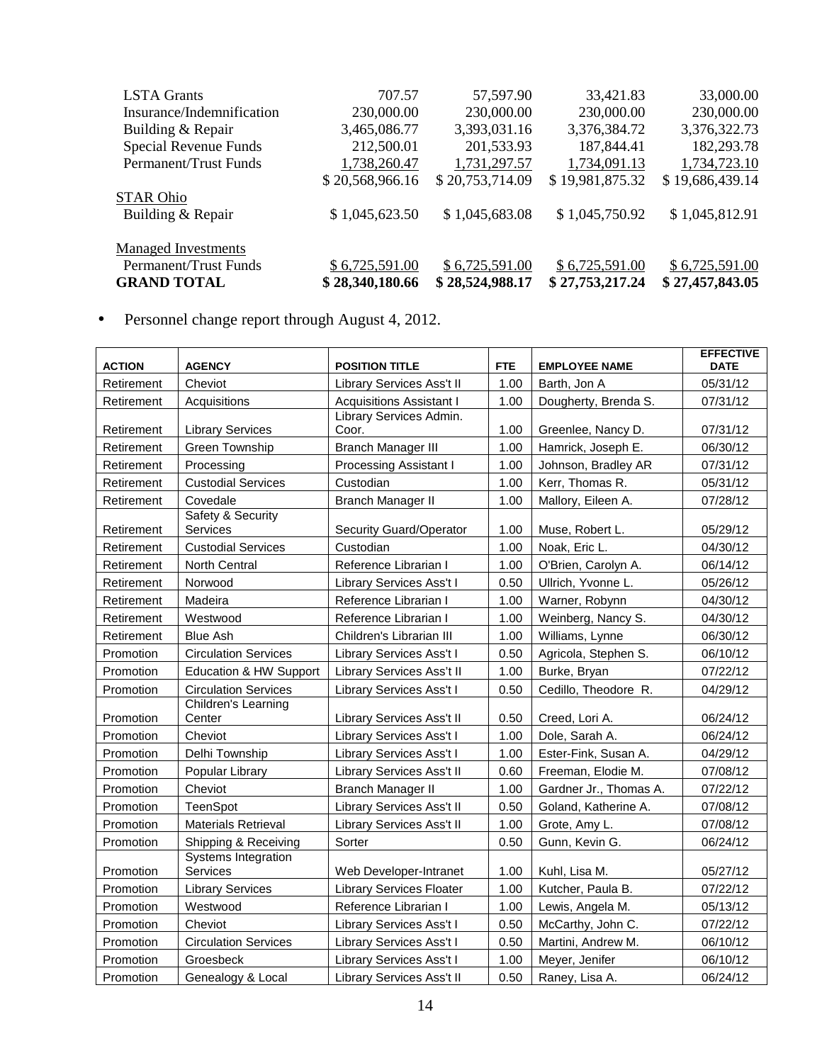| | | | | |
|---|---|---|---|---|
| LSTA Grants | 707.57 | 57,597.90 | 33,421.83 | 33,000.00 |
| Insurance/Indemnification | 230,000.00 | 230,000.00 | 230,000.00 | 230,000.00 |
| Building & Repair | 3,465,086.77 | 3,393,031.16 | 3,376,384.72 | 3,376,322.73 |
| Special Revenue Funds | 212,500.01 | 201,533.93 | 187,844.41 | 182,293.78 |
| Permanent/Trust Funds | 1,738,260.47 | 1,731,297.57 | 1,734,091.13 | 1,734,723.10 |
| | $ 20,568,966.16 | $ 20,753,714.09 | $ 19,981,875.32 | $ 19,686,439.14 |
| STAR Ohio | | | | |
| Building & Repair | $ 1,045,623.50 | $ 1,045,683.08 | $ 1,045,750.92 | $ 1,045,812.91 |
| Managed Investments | | | | |
| Permanent/Trust Funds | $ 6,725,591.00 | $ 6,725,591.00 | $ 6,725,591.00 | $ 6,725,591.00 |
| **GRAND TOTAL** | **$ 28,340,180.66** | **$ 28,524,988.17** | **$ 27,753,217.24** | **$ 27,457,843.05** |

- Personnel change report through August 4, 2012.

| ACTION | AGENCY | POSITION TITLE | FTE | EMPLOYEE NAME | EFFECTIVE DATE |
|---|---|---|---|---|---|
| Retirement | Cheviot | Library Services Ass't II | 1.00 | Barth, Jon A | 05/31/12 |
| Retirement | Acquisitions | Acquisitions Assistant I | 1.00 | Dougherty, Brenda S. | 07/31/12 |
| Retirement | Library Services | Library Services Admin. Coor. | 1.00 | Greenlee, Nancy D. | 07/31/12 |
| Retirement | Green Township | Branch Manager III | 1.00 | Hamrick, Joseph E. | 06/30/12 |
| Retirement | Processing | Processing Assistant I | 1.00 | Johnson, Bradley AR | 07/31/12 |
| Retirement | Custodial Services | Custodian | 1.00 | Kerr, Thomas R. | 05/31/12 |
| Retirement | Covedale | Branch Manager II | 1.00 | Mallory, Eileen A. | 07/28/12 |
| Retirement | Safety & Security Services | Security Guard/Operator | 1.00 | Muse, Robert L. | 05/29/12 |
| Retirement | Custodial Services | Custodian | 1.00 | Noak, Eric L. | 04/30/12 |
| Retirement | North Central | Reference Librarian I | 1.00 | O'Brien, Carolyn A. | 06/14/12 |
| Retirement | Norwood | Library Services Ass't I | 0.50 | Ullrich, Yvonne L. | 05/26/12 |
| Retirement | Madeira | Reference Librarian I | 1.00 | Warner, Robynn | 04/30/12 |
| Retirement | Westwood | Reference Librarian I | 1.00 | Weinberg, Nancy S. | 04/30/12 |
| Retirement | Blue Ash | Children's Librarian III | 1.00 | Williams, Lynne | 06/30/12 |
| Promotion | Circulation Services | Library Services Ass't I | 0.50 | Agricola, Stephen S. | 06/10/12 |
| Promotion | Education & HW Support | Library Services Ass't II | 1.00 | Burke, Bryan | 07/22/12 |
| Promotion | Circulation Services | Library Services Ass't I | 0.50 | Cedillo, Theodore R. | 04/29/12 |
| Promotion | Children's Learning Center | Library Services Ass't II | 0.50 | Creed, Lori A. | 06/24/12 |
| Promotion | Cheviot | Library Services Ass't I | 1.00 | Dole, Sarah A. | 06/24/12 |
| Promotion | Delhi Township | Library Services Ass't I | 1.00 | Ester-Fink, Susan A. | 04/29/12 |
| Promotion | Popular Library | Library Services Ass't II | 0.60 | Freeman, Elodie M. | 07/08/12 |
| Promotion | Cheviot | Branch Manager II | 1.00 | Gardner Jr., Thomas A. | 07/22/12 |
| Promotion | TeenSpot | Library Services Ass't II | 0.50 | Goland, Katherine A. | 07/08/12 |
| Promotion | Materials Retrieval | Library Services Ass't II | 1.00 | Grote, Amy L. | 07/08/12 |
| Promotion | Shipping & Receiving | Sorter | 0.50 | Gunn, Kevin G. | 06/24/12 |
| Promotion | Systems Integration Services | Web Developer-Intranet | 1.00 | Kuhl, Lisa M. | 05/27/12 |
| Promotion | Library Services | Library Services Floater | 1.00 | Kutcher, Paula B. | 07/22/12 |
| Promotion | Westwood | Reference Librarian I | 1.00 | Lewis, Angela M. | 05/13/12 |
| Promotion | Cheviot | Library Services Ass't I | 0.50 | McCarthy, John C. | 07/22/12 |
| Promotion | Circulation Services | Library Services Ass't I | 0.50 | Martini, Andrew M. | 06/10/12 |
| Promotion | Groesbeck | Library Services Ass't I | 1.00 | Meyer, Jenifer | 06/10/12 |
| Promotion | Genealogy & Local | Library Services Ass't II | 0.50 | Raney, Lisa A. | 06/24/12 |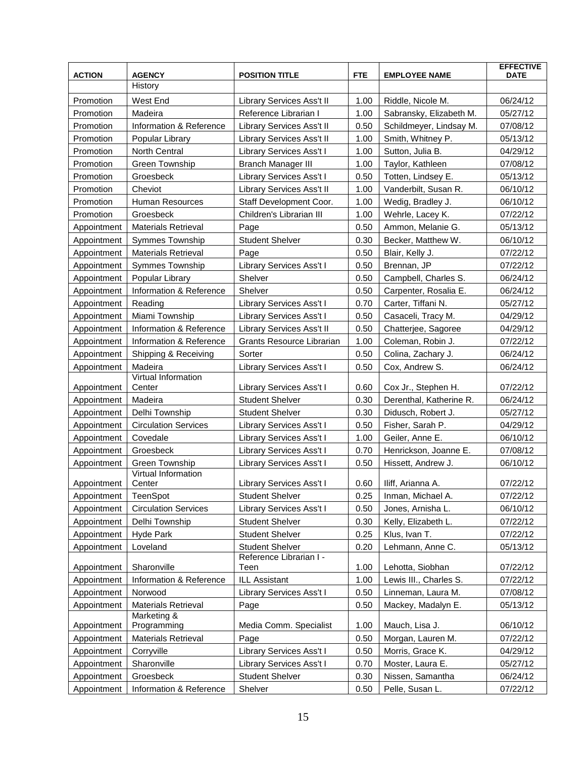| ACTION | AGENCY | POSITION TITLE | FTE | EMPLOYEE NAME | EFFECTIVE DATE |
|---|---|---|---|---|---|
| | History | | | | |
| Promotion | West End | Library Services Ass't II | 1.00 | Riddle, Nicole M. | 06/24/12 |
| Promotion | Madeira | Reference Librarian I | 1.00 | Sabransky, Elizabeth M. | 05/27/12 |
| Promotion | Information & Reference | Library Services Ass't II | 0.50 | Schildmeyer, Lindsay M. | 07/08/12 |
| Promotion | Popular Library | Library Services Ass't II | 1.00 | Smith, Whitney P. | 05/13/12 |
| Promotion | North Central | Library Services Ass't I | 1.00 | Sutton, Julia B. | 04/29/12 |
| Promotion | Green Township | Branch Manager III | 1.00 | Taylor, Kathleen | 07/08/12 |
| Promotion | Groesbeck | Library Services Ass't I | 0.50 | Totten, Lindsey E. | 05/13/12 |
| Promotion | Cheviot | Library Services Ass't II | 1.00 | Vanderbilt, Susan R. | 06/10/12 |
| Promotion | Human Resources | Staff Development Coor. | 1.00 | Wedig, Bradley J. | 06/10/12 |
| Promotion | Groesbeck | Children's Librarian III | 1.00 | Wehrle, Lacey K. | 07/22/12 |
| Appointment | Materials Retrieval | Page | 0.50 | Ammon, Melanie G. | 05/13/12 |
| Appointment | Symmes Township | Student Shelver | 0.30 | Becker, Matthew W. | 06/10/12 |
| Appointment | Materials Retrieval | Page | 0.50 | Blair, Kelly J. | 07/22/12 |
| Appointment | Symmes Township | Library Services Ass't I | 0.50 | Brennan, JP | 07/22/12 |
| Appointment | Popular Library | Shelver | 0.50 | Campbell, Charles S. | 06/24/12 |
| Appointment | Information & Reference | Shelver | 0.50 | Carpenter, Rosalia E. | 06/24/12 |
| Appointment | Reading | Library Services Ass't I | 0.70 | Carter, Tiffani N. | 05/27/12 |
| Appointment | Miami Township | Library Services Ass't I | 0.50 | Casaceli, Tracy M. | 04/29/12 |
| Appointment | Information & Reference | Library Services Ass't II | 0.50 | Chatterjee, Sagoree | 04/29/12 |
| Appointment | Information & Reference | Grants Resource Librarian | 1.00 | Coleman, Robin J. | 07/22/12 |
| Appointment | Shipping & Receiving | Sorter | 0.50 | Colina, Zachary J. | 06/24/12 |
| Appointment | Madeira | Library Services Ass't I | 0.50 | Cox, Andrew S. | 06/24/12 |
| Appointment | Virtual Information Center | Library Services Ass't I | 0.60 | Cox Jr., Stephen H. | 07/22/12 |
| Appointment | Madeira | Student Shelver | 0.30 | Derenthal, Katherine R. | 06/24/12 |
| Appointment | Delhi Township | Student Shelver | 0.30 | Didusch, Robert J. | 05/27/12 |
| Appointment | Circulation Services | Library Services Ass't I | 0.50 | Fisher, Sarah P. | 04/29/12 |
| Appointment | Covedale | Library Services Ass't I | 1.00 | Geiler, Anne E. | 06/10/12 |
| Appointment | Groesbeck | Library Services Ass't I | 0.70 | Henrickson, Joanne E. | 07/08/12 |
| Appointment | Green Township | Library Services Ass't I | 0.50 | Hissett, Andrew J. | 06/10/12 |
| Appointment | Virtual Information Center | Library Services Ass't I | 0.60 | Iliff, Arianna A. | 07/22/12 |
| Appointment | TeenSpot | Student Shelver | 0.25 | Inman, Michael A. | 07/22/12 |
| Appointment | Circulation Services | Library Services Ass't I | 0.50 | Jones, Arnisha L. | 06/10/12 |
| Appointment | Delhi Township | Student Shelver | 0.30 | Kelly, Elizabeth L. | 07/22/12 |
| Appointment | Hyde Park | Student Shelver | 0.25 | Klus, Ivan T. | 07/22/12 |
| Appointment | Loveland | Student Shelver | 0.20 | Lehmann, Anne C. | 05/13/12 |
| Appointment | Sharonville | Reference Librarian I - Teen | 1.00 | Lehotta, Siobhan | 07/22/12 |
| Appointment | Information & Reference | ILL Assistant | 1.00 | Lewis III., Charles S. | 07/22/12 |
| Appointment | Norwood | Library Services Ass't I | 0.50 | Linneman, Laura M. | 07/08/12 |
| Appointment | Materials Retrieval | Page | 0.50 | Mackey, Madalyn E. | 05/13/12 |
| Appointment | Marketing & Programming | Media Comm. Specialist | 1.00 | Mauch, Lisa J. | 06/10/12 |
| Appointment | Materials Retrieval | Page | 0.50 | Morgan, Lauren M. | 07/22/12 |
| Appointment | Corryville | Library Services Ass't I | 0.50 | Morris, Grace K. | 04/29/12 |
| Appointment | Sharonville | Library Services Ass't I | 0.70 | Moster, Laura E. | 05/27/12 |
| Appointment | Groesbeck | Student Shelver | 0.30 | Nissen, Samantha | 06/24/12 |
| Appointment | Information & Reference | Shelver | 0.50 | Pelle, Susan L. | 07/22/12 |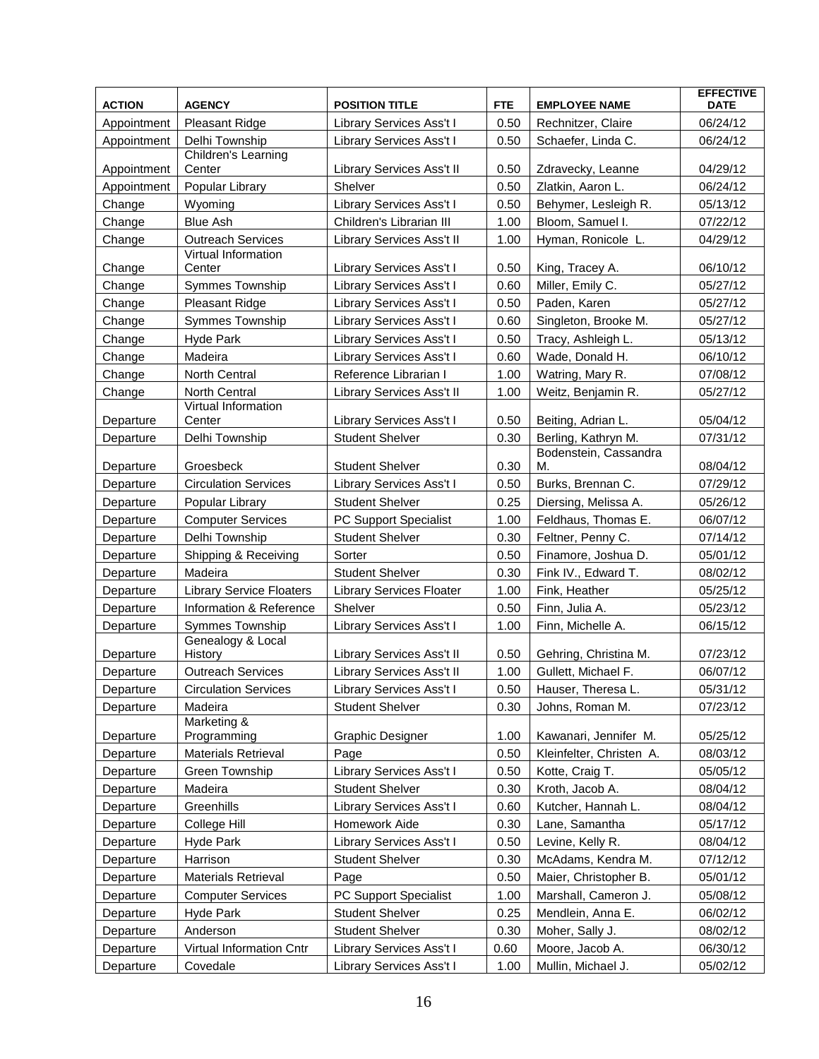| ACTION | AGENCY | POSITION TITLE | FTE | EMPLOYEE NAME | EFFECTIVE DATE |
|---|---|---|---|---|---|
| Appointment | Pleasant Ridge | Library Services Ass't I | 0.50 | Rechnitzer, Claire | 06/24/12 |
| Appointment | Delhi Township | Library Services Ass't I | 0.50 | Schaefer, Linda C. | 06/24/12 |
| Appointment | Children's Learning Center | Library Services Ass't II | 0.50 | Zdravecky, Leanne | 04/29/12 |
| Appointment | Popular Library | Shelver | 0.50 | Zlatkin, Aaron L. | 06/24/12 |
| Change | Wyoming | Library Services Ass't I | 0.50 | Behymer, Lesleigh R. | 05/13/12 |
| Change | Blue Ash | Children's Librarian III | 1.00 | Bloom, Samuel I. | 07/22/12 |
| Change | Outreach Services | Library Services Ass't II | 1.00 | Hyman, Ronicole L. | 04/29/12 |
| Change | Virtual Information Center | Library Services Ass't I | 0.50 | King, Tracey A. | 06/10/12 |
| Change | Symmes Township | Library Services Ass't I | 0.60 | Miller, Emily C. | 05/27/12 |
| Change | Pleasant Ridge | Library Services Ass't I | 0.50 | Paden, Karen | 05/27/12 |
| Change | Symmes Township | Library Services Ass't I | 0.60 | Singleton, Brooke M. | 05/27/12 |
| Change | Hyde Park | Library Services Ass't I | 0.50 | Tracy, Ashleigh L. | 05/13/12 |
| Change | Madeira | Library Services Ass't I | 0.60 | Wade, Donald H. | 06/10/12 |
| Change | North Central | Reference Librarian I | 1.00 | Watring, Mary R. | 07/08/12 |
| Change | North Central | Library Services Ass't II | 1.00 | Weitz, Benjamin R. | 05/27/12 |
| Departure | Virtual Information Center | Library Services Ass't I | 0.50 | Beiting, Adrian L. | 05/04/12 |
| Departure | Delhi Township | Student Shelver | 0.30 | Berling, Kathryn M. | 07/31/12 |
| Departure | Groesbeck | Student Shelver | 0.30 | Bodenstein, Cassandra M. | 08/04/12 |
| Departure | Circulation Services | Library Services Ass't I | 0.50 | Burks, Brennan C. | 07/29/12 |
| Departure | Popular Library | Student Shelver | 0.25 | Diersing, Melissa A. | 05/26/12 |
| Departure | Computer Services | PC Support Specialist | 1.00 | Feldhaus, Thomas E. | 06/07/12 |
| Departure | Delhi Township | Student Shelver | 0.30 | Feltner, Penny C. | 07/14/12 |
| Departure | Shipping & Receiving | Sorter | 0.50 | Finamore, Joshua D. | 05/01/12 |
| Departure | Madeira | Student Shelver | 0.30 | Fink IV., Edward T. | 08/02/12 |
| Departure | Library Service Floaters | Library Services Floater | 1.00 | Fink, Heather | 05/25/12 |
| Departure | Information & Reference | Shelver | 0.50 | Finn, Julia A. | 05/23/12 |
| Departure | Symmes Township | Library Services Ass't I | 1.00 | Finn, Michelle A. | 06/15/12 |
| Departure | Genealogy & Local History | Library Services Ass't II | 0.50 | Gehring, Christina M. | 07/23/12 |
| Departure | Outreach Services | Library Services Ass't II | 1.00 | Gullett, Michael F. | 06/07/12 |
| Departure | Circulation Services | Library Services Ass't I | 0.50 | Hauser, Theresa L. | 05/31/12 |
| Departure | Madeira | Student Shelver | 0.30 | Johns, Roman M. | 07/23/12 |
| Departure | Marketing & Programming | Graphic Designer | 1.00 | Kawanari, Jennifer M. | 05/25/12 |
| Departure | Materials Retrieval | Page | 0.50 | Kleinfelter, Christen A. | 08/03/12 |
| Departure | Green Township | Library Services Ass't I | 0.50 | Kotte, Craig T. | 05/05/12 |
| Departure | Madeira | Student Shelver | 0.30 | Kroth, Jacob A. | 08/04/12 |
| Departure | Greenhills | Library Services Ass't I | 0.60 | Kutcher, Hannah L. | 08/04/12 |
| Departure | College Hill | Homework Aide | 0.30 | Lane, Samantha | 05/17/12 |
| Departure | Hyde Park | Library Services Ass't I | 0.50 | Levine, Kelly R. | 08/04/12 |
| Departure | Harrison | Student Shelver | 0.30 | McAdams, Kendra M. | 07/12/12 |
| Departure | Materials Retrieval | Page | 0.50 | Maier, Christopher B. | 05/01/12 |
| Departure | Computer Services | PC Support Specialist | 1.00 | Marshall, Cameron J. | 05/08/12 |
| Departure | Hyde Park | Student Shelver | 0.25 | Mendlein, Anna E. | 06/02/12 |
| Departure | Anderson | Student Shelver | 0.30 | Moher, Sally J. | 08/02/12 |
| Departure | Virtual Information Cntr | Library Services Ass't I | 0.60 | Moore, Jacob A. | 06/30/12 |
| Departure | Covedale | Library Services Ass't I | 1.00 | Mullin, Michael J. | 05/02/12 |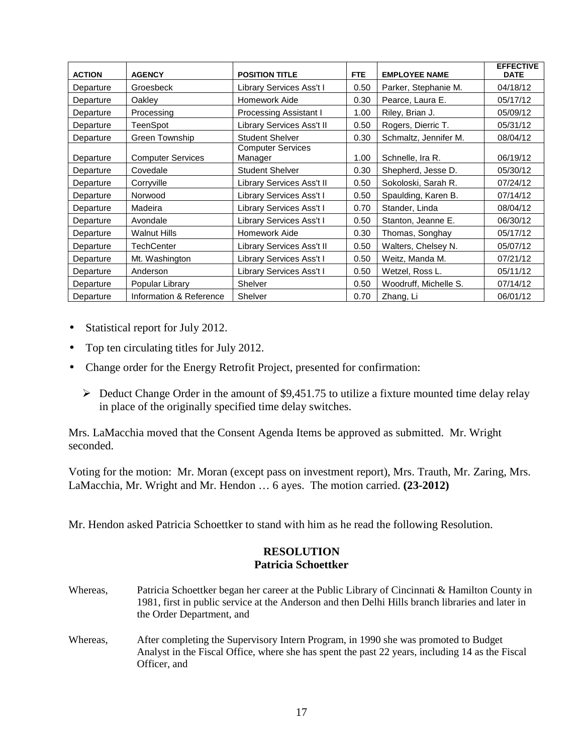| ACTION | AGENCY | POSITION TITLE | FTE | EMPLOYEE NAME | EFFECTIVE DATE |
|---|---|---|---|---|---|
| Departure | Groesbeck | Library Services Ass't I | 0.50 | Parker, Stephanie M. | 04/18/12 |
| Departure | Oakley | Homework Aide | 0.30 | Pearce, Laura E. | 05/17/12 |
| Departure | Processing | Processing Assistant I | 1.00 | Riley, Brian J. | 05/09/12 |
| Departure | TeenSpot | Library Services Ass't II | 0.50 | Rogers, Dierric T. | 05/31/12 |
| Departure | Green Township | Student Shelver | 0.30 | Schmaltz, Jennifer M. | 08/04/12 |
| Departure | Computer Services | Computer Services Manager | 1.00 | Schnelle, Ira R. | 06/19/12 |
| Departure | Covedale | Student Shelver | 0.30 | Shepherd, Jesse D. | 05/30/12 |
| Departure | Corryville | Library Services Ass't II | 0.50 | Sokoloski, Sarah R. | 07/24/12 |
| Departure | Norwood | Library Services Ass't I | 0.50 | Spaulding, Karen B. | 07/14/12 |
| Departure | Madeira | Library Services Ass't I | 0.70 | Stander, Linda | 08/04/12 |
| Departure | Avondale | Library Services Ass't I | 0.50 | Stanton, Jeanne E. | 06/30/12 |
| Departure | Walnut Hills | Homework Aide | 0.30 | Thomas, Songhay | 05/17/12 |
| Departure | TechCenter | Library Services Ass't II | 0.50 | Walters, Chelsey N. | 05/07/12 |
| Departure | Mt. Washington | Library Services Ass't I | 0.50 | Weitz, Manda M. | 07/21/12 |
| Departure | Anderson | Library Services Ass't I | 0.50 | Wetzel, Ross L. | 05/11/12 |
| Departure | Popular Library | Shelver | 0.50 | Woodruff, Michelle S. | 07/14/12 |
| Departure | Information & Reference | Shelver | 0.70 | Zhang, Li | 06/01/12 |

- Statistical report for July 2012.
- Top ten circulating titles for July 2012.
- Change order for the Energy Retrofit Project, presented for confirmation:
  - Deduct Change Order in the amount of $9,451.75 to utilize a fixture mounted time delay relay in place of the originally specified time delay switches.

Mrs. LaMacchia moved that the Consent Agenda Items be approved as submitted. Mr. Wright seconded.

Voting for the motion: Mr. Moran (except pass on investment report), Mrs. Trauth, Mr. Zaring, Mrs. LaMacchia, Mr. Wright and Mr. Hendon … 6 ayes. The motion carried. **(23-2012)**

Mr. Hendon asked Patricia Schoettker to stand with him as he read the following Resolution.

**RESOLUTION**
**Patricia Schoettker**

Whereas, Patricia Schoettker began her career at the Public Library of Cincinnati & Hamilton County in 1981, first in public service at the Anderson and then Delhi Hills branch libraries and later in the Order Department, and

Whereas, After completing the Supervisory Intern Program, in 1990 she was promoted to Budget Analyst in the Fiscal Office, where she has spent the past 22 years, including 14 as the Fiscal Officer, and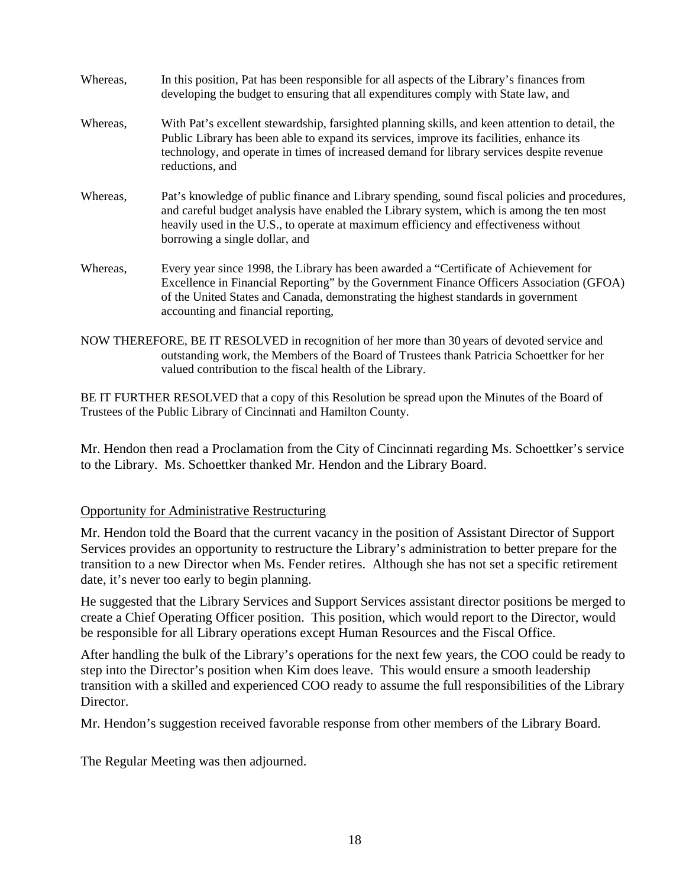Whereas, In this position, Pat has been responsible for all aspects of the Library's finances from developing the budget to ensuring that all expenditures comply with State law, and

Whereas, With Pat's excellent stewardship, farsighted planning skills, and keen attention to detail, the Public Library has been able to expand its services, improve its facilities, enhance its technology, and operate in times of increased demand for library services despite revenue reductions, and

Whereas, Pat's knowledge of public finance and Library spending, sound fiscal policies and procedures, and careful budget analysis have enabled the Library system, which is among the ten most heavily used in the U.S., to operate at maximum efficiency and effectiveness without borrowing a single dollar, and

Whereas, Every year since 1998, the Library has been awarded a "Certificate of Achievement for Excellence in Financial Reporting" by the Government Finance Officers Association (GFOA) of the United States and Canada, demonstrating the highest standards in government accounting and financial reporting,

NOW THEREFORE, BE IT RESOLVED in recognition of her more than 30 years of devoted service and outstanding work, the Members of the Board of Trustees thank Patricia Schoettker for her valued contribution to the fiscal health of the Library.

BE IT FURTHER RESOLVED that a copy of this Resolution be spread upon the Minutes of the Board of Trustees of the Public Library of Cincinnati and Hamilton County.

Mr. Hendon then read a Proclamation from the City of Cincinnati regarding Ms. Schoettker's service to the Library. Ms. Schoettker thanked Mr. Hendon and the Library Board.

## Opportunity for Administrative Restructuring

Mr. Hendon told the Board that the current vacancy in the position of Assistant Director of Support Services provides an opportunity to restructure the Library's administration to better prepare for the transition to a new Director when Ms. Fender retires. Although she has not set a specific retirement date, it's never too early to begin planning.

He suggested that the Library Services and Support Services assistant director positions be merged to create a Chief Operating Officer position. This position, which would report to the Director, would be responsible for all Library operations except Human Resources and the Fiscal Office.

After handling the bulk of the Library's operations for the next few years, the COO could be ready to step into the Director's position when Kim does leave. This would ensure a smooth leadership transition with a skilled and experienced COO ready to assume the full responsibilities of the Library Director.

Mr. Hendon's suggestion received favorable response from other members of the Library Board.

The Regular Meeting was then adjourned.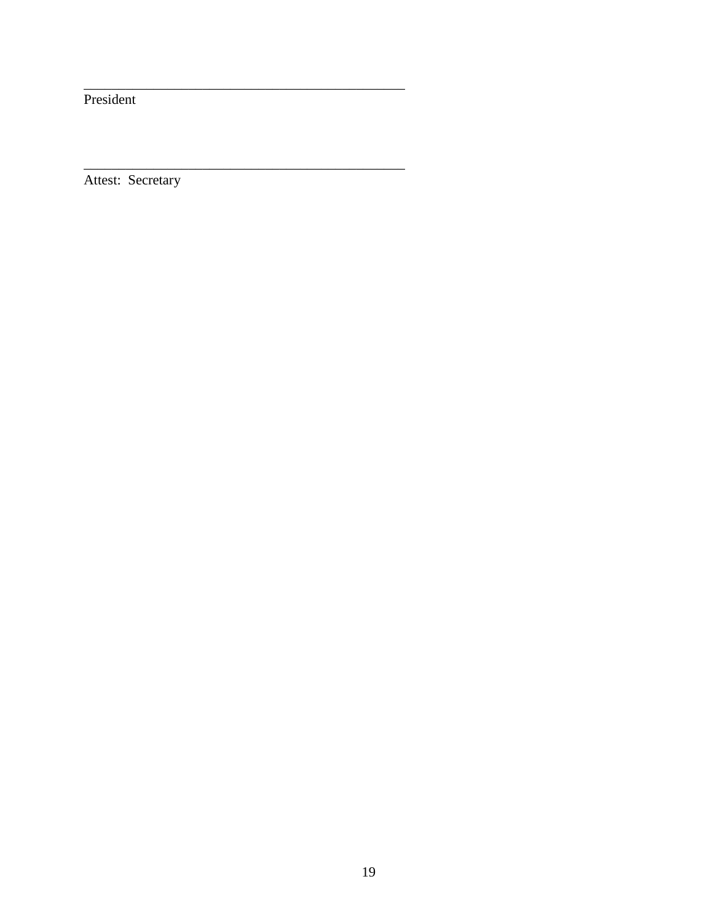\_\_\_\_\_\_\_\_\_\_\_\_\_\_\_\_\_\_\_\_\_\_\_\_\_\_\_\_\_\_\_\_\_\_\_\_\_\_\_\_\_\_\_\_\_

President

\_\_\_\_\_\_\_\_\_\_\_\_\_\_\_\_\_\_\_\_\_\_\_\_\_\_\_\_\_\_\_\_\_\_\_\_\_\_\_\_\_\_\_\_\_

Attest: Secretary